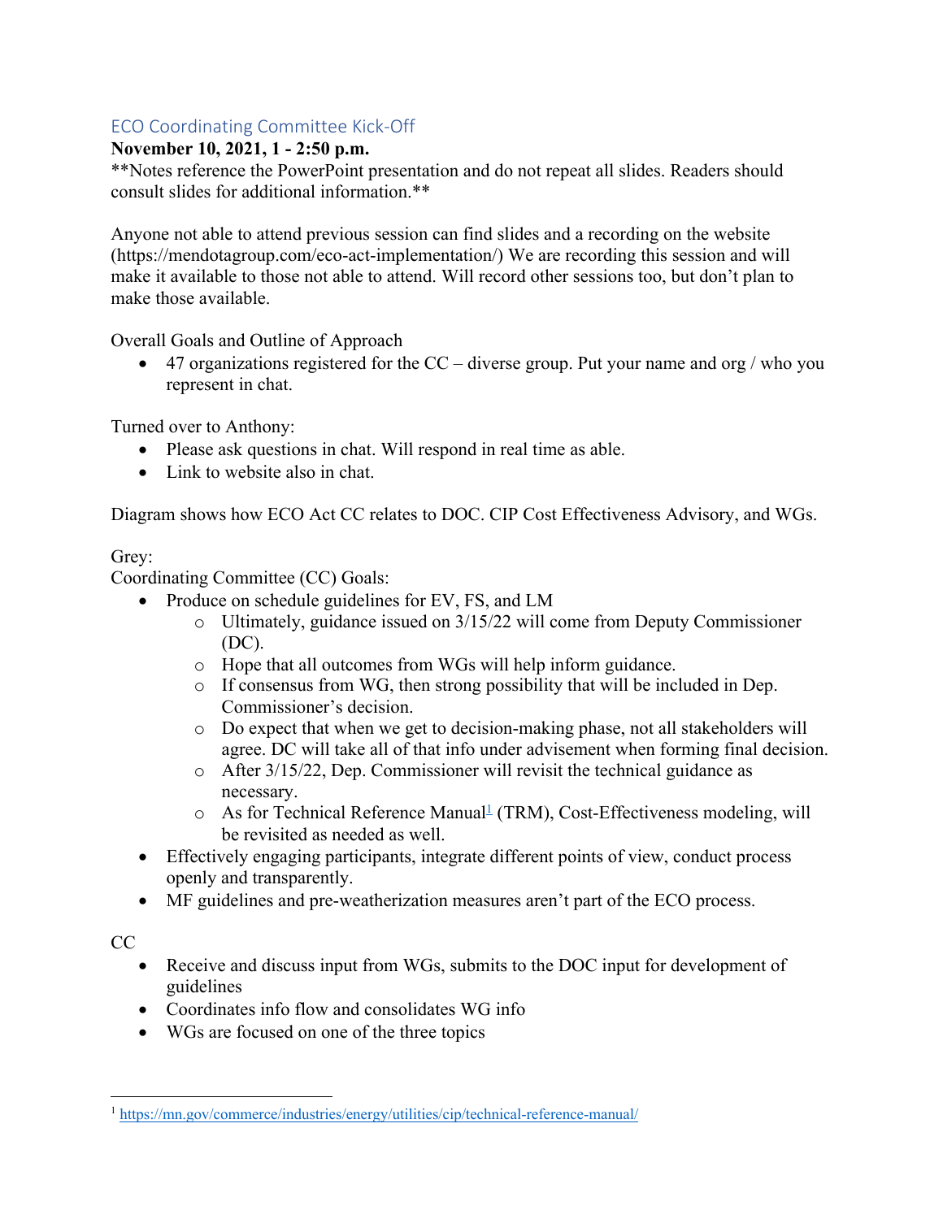## ECO Coordinating Committee Kick-Off

**November 10, 2021, 1 - 2:50 p.m.**

**Notes reference the PowerPoint presentation and do not repeat all slides. Readers should consult slides for additional information.**

Anyone not able to attend previous session can find slides and a recording on the website (https://mendotagroup.com/eco-act-implementation/) We are recording this session and will make it available to those not able to attend. Will record other sessions too, but don't plan to make those available.

Overall Goals and Outline of Approach

- 47 organizations registered for the CC – diverse group. Put your name and org / who you represent in chat.

Turned over to Anthony:

- Please ask questions in chat. Will respond in real time as able.
- Link to website also in chat.

Diagram shows how ECO Act CC relates to DOC. CIP Cost Effectiveness Advisory, and WGs.

Grey:

Coordinating Committee (CC) Goals:

- Produce on schedule guidelines for EV, FS, and LM
  - Ultimately, guidance issued on 3/15/22 will come from Deputy Commissioner (DC).
  - Hope that all outcomes from WGs will help inform guidance.
  - If consensus from WG, then strong possibility that will be included in Dep. Commissioner's decision.
  - Do expect that when we get to decision-making phase, not all stakeholders will agree. DC will take all of that info under advisement when forming final decision.
  - After 3/15/22, Dep. Commissioner will revisit the technical guidance as necessary.
  - As for Technical Reference Manual[1] (TRM), Cost-Effectiveness modeling, will be revisited as needed as well.
- Effectively engaging participants, integrate different points of view, conduct process openly and transparently.
- MF guidelines and pre-weatherization measures aren't part of the ECO process.

CC

- Receive and discuss input from WGs, submits to the DOC input for development of guidelines
- Coordinates info flow and consolidates WG info
- WGs are focused on one of the three topics

[1] https://mn.gov/commerce/industries/energy/utilities/cip/technical-reference-manual/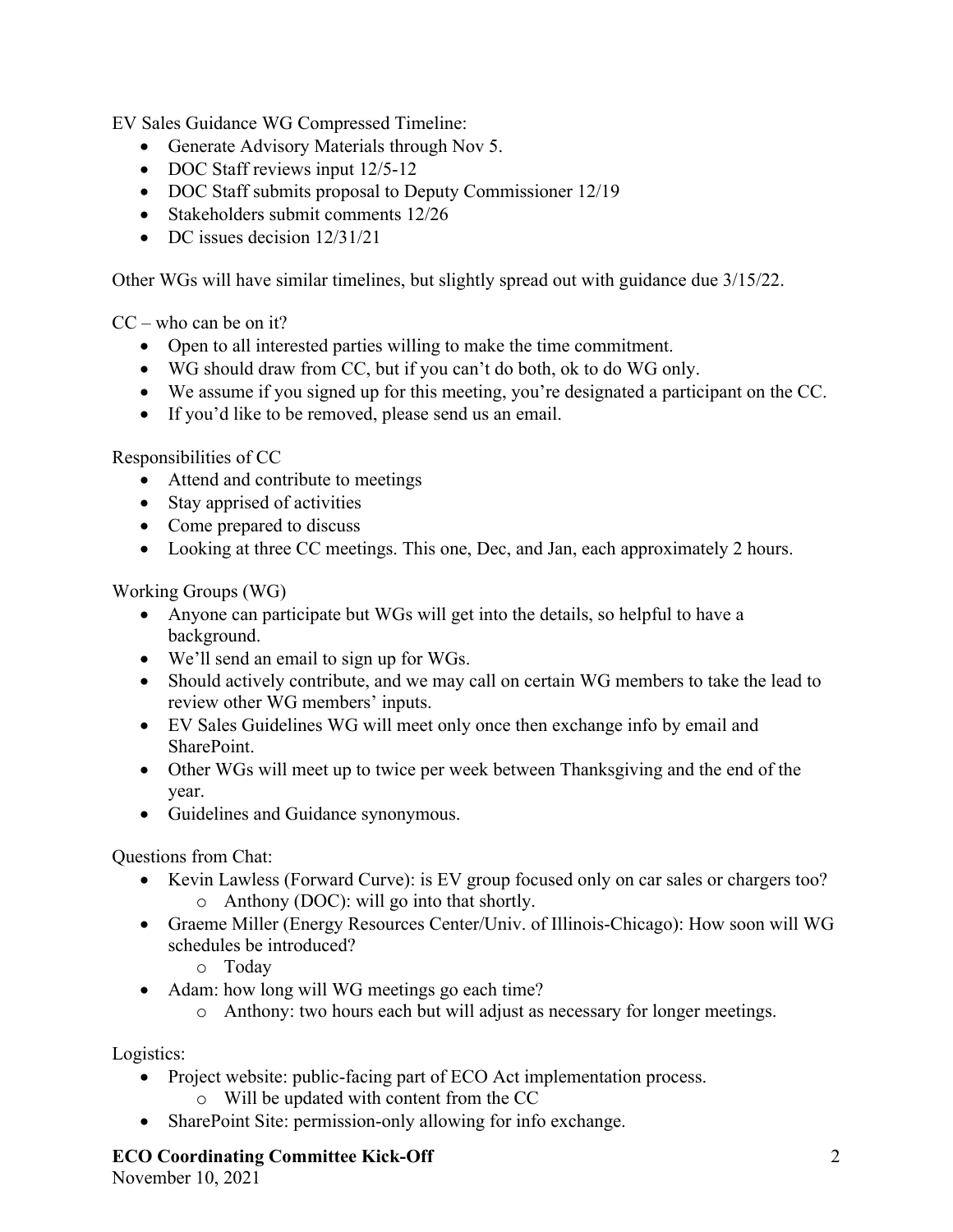EV Sales Guidance WG Compressed Timeline:

- Generate Advisory Materials through Nov 5.
- DOC Staff reviews input 12/5-12
- DOC Staff submits proposal to Deputy Commissioner 12/19
- Stakeholders submit comments 12/26
- DC issues decision 12/31/21

Other WGs will have similar timelines, but slightly spread out with guidance due 3/15/22.

CC – who can be on it?

- Open to all interested parties willing to make the time commitment.
- WG should draw from CC, but if you can't do both, ok to do WG only.
- We assume if you signed up for this meeting, you're designated a participant on the CC.
- If you'd like to be removed, please send us an email.

Responsibilities of CC

- Attend and contribute to meetings
- Stay apprised of activities
- Come prepared to discuss
- Looking at three CC meetings. This one, Dec, and Jan, each approximately 2 hours.

Working Groups (WG)

- Anyone can participate but WGs will get into the details, so helpful to have a background.
- We'll send an email to sign up for WGs.
- Should actively contribute, and we may call on certain WG members to take the lead to review other WG members' inputs.
- EV Sales Guidelines WG will meet only once then exchange info by email and SharePoint.
- Other WGs will meet up to twice per week between Thanksgiving and the end of the year.
- Guidelines and Guidance synonymous.

Questions from Chat:

- Kevin Lawless (Forward Curve): is EV group focused only on car sales or chargers too?
  - Anthony (DOC): will go into that shortly.
- Graeme Miller (Energy Resources Center/Univ. of Illinois-Chicago): How soon will WG schedules be introduced?
  - Today
- Adam: how long will WG meetings go each time?
  - Anthony: two hours each but will adjust as necessary for longer meetings.

Logistics:

- Project website: public-facing part of ECO Act implementation process.
  - Will be updated with content from the CC
- SharePoint Site: permission-only allowing for info exchange.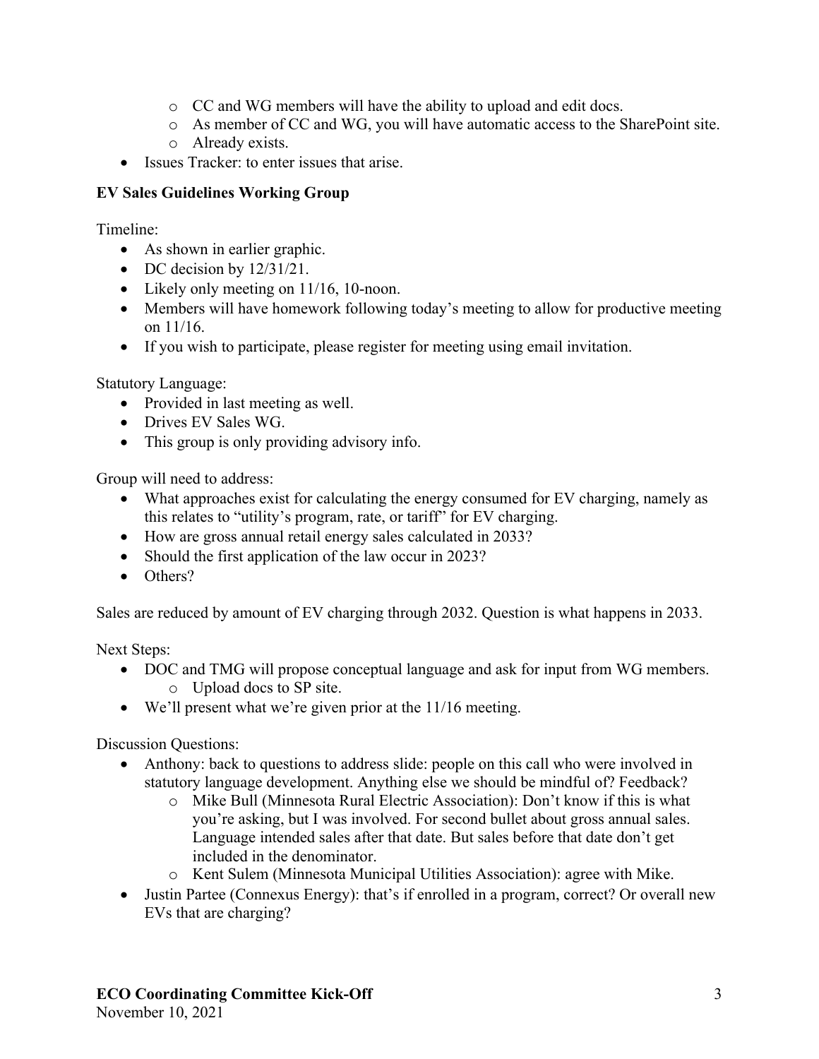- CC and WG members will have the ability to upload and edit docs.
  - As member of CC and WG, you will have automatic access to the SharePoint site.
  - Already exists.
- Issues Tracker: to enter issues that arise.

**EV Sales Guidelines Working Group**

Timeline:

- As shown in earlier graphic.
- DC decision by 12/31/21.
- Likely only meeting on 11/16, 10-noon.
- Members will have homework following today's meeting to allow for productive meeting on 11/16.
- If you wish to participate, please register for meeting using email invitation.

Statutory Language:

- Provided in last meeting as well.
- Drives EV Sales WG.
- This group is only providing advisory info.

Group will need to address:

- What approaches exist for calculating the energy consumed for EV charging, namely as this relates to "utility's program, rate, or tariff" for EV charging.
- How are gross annual retail energy sales calculated in 2033?
- Should the first application of the law occur in 2023?
- Others?

Sales are reduced by amount of EV charging through 2032. Question is what happens in 2033.

Next Steps:

- DOC and TMG will propose conceptual language and ask for input from WG members.
  - Upload docs to SP site.
- We'll present what we're given prior at the 11/16 meeting.

Discussion Questions:

- Anthony: back to questions to address slide: people on this call who were involved in statutory language development. Anything else we should be mindful of? Feedback?
  - Mike Bull (Minnesota Rural Electric Association): Don't know if this is what you're asking, but I was involved. For second bullet about gross annual sales. Language intended sales after that date. But sales before that date don't get included in the denominator.
  - Kent Sulem (Minnesota Municipal Utilities Association): agree with Mike.
- Justin Partee (Connexus Energy): that's if enrolled in a program, correct? Or overall new EVs that are charging?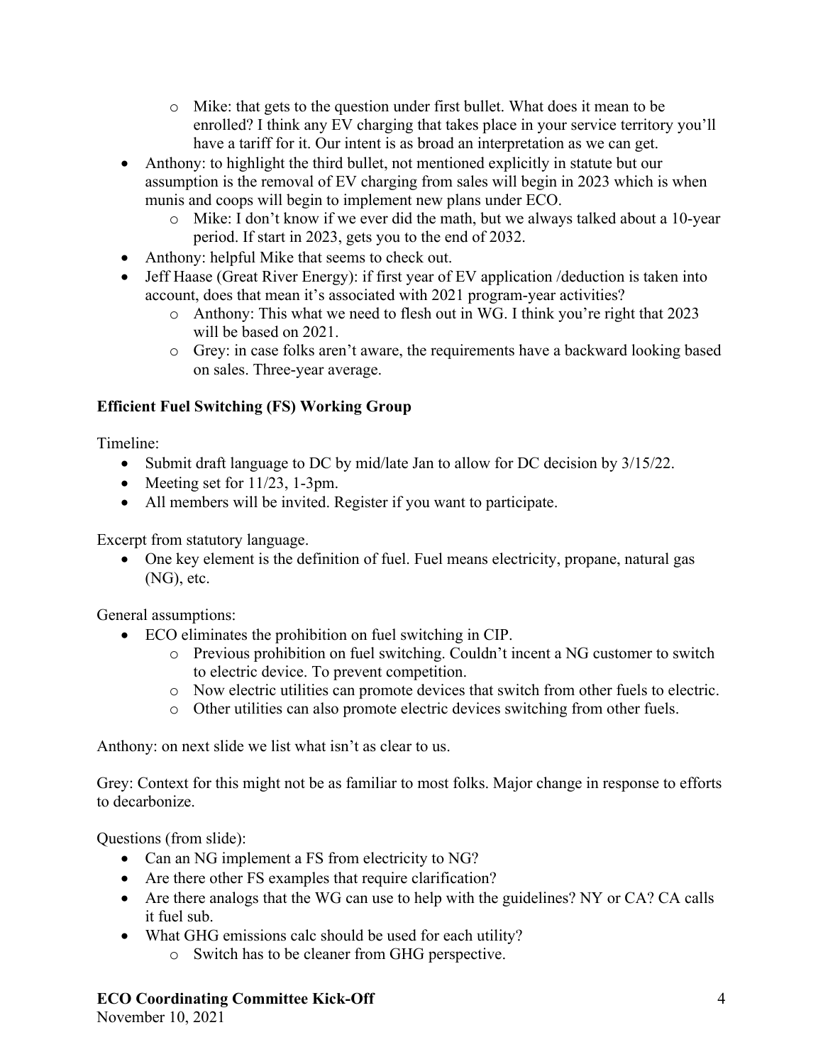- Mike: that gets to the question under first bullet. What does it mean to be enrolled? I think any EV charging that takes place in your service territory you'll have a tariff for it. Our intent is as broad an interpretation as we can get.
- Anthony: to highlight the third bullet, not mentioned explicitly in statute but our assumption is the removal of EV charging from sales will begin in 2023 which is when munis and coops will begin to implement new plans under ECO.
  - Mike: I don't know if we ever did the math, but we always talked about a 10-year period. If start in 2023, gets you to the end of 2032.
- Anthony: helpful Mike that seems to check out.
- Jeff Haase (Great River Energy): if first year of EV application /deduction is taken into account, does that mean it's associated with 2021 program-year activities?
  - Anthony: This what we need to flesh out in WG. I think you're right that 2023 will be based on 2021.
  - Grey: in case folks aren't aware, the requirements have a backward looking based on sales. Three-year average.

**Efficient Fuel Switching (FS) Working Group**

Timeline:

- Submit draft language to DC by mid/late Jan to allow for DC decision by 3/15/22.
- Meeting set for 11/23, 1-3pm.
- All members will be invited. Register if you want to participate.

Excerpt from statutory language.

- One key element is the definition of fuel. Fuel means electricity, propane, natural gas (NG), etc.

General assumptions:

- ECO eliminates the prohibition on fuel switching in CIP.
  - Previous prohibition on fuel switching. Couldn't incent a NG customer to switch to electric device. To prevent competition.
  - Now electric utilities can promote devices that switch from other fuels to electric.
  - Other utilities can also promote electric devices switching from other fuels.

Anthony: on next slide we list what isn't as clear to us.

Grey: Context for this might not be as familiar to most folks. Major change in response to efforts to decarbonize.

Questions (from slide):

- Can an NG implement a FS from electricity to NG?
- Are there other FS examples that require clarification?
- Are there analogs that the WG can use to help with the guidelines? NY or CA? CA calls it fuel sub.
- What GHG emissions calc should be used for each utility?
  - Switch has to be cleaner from GHG perspective.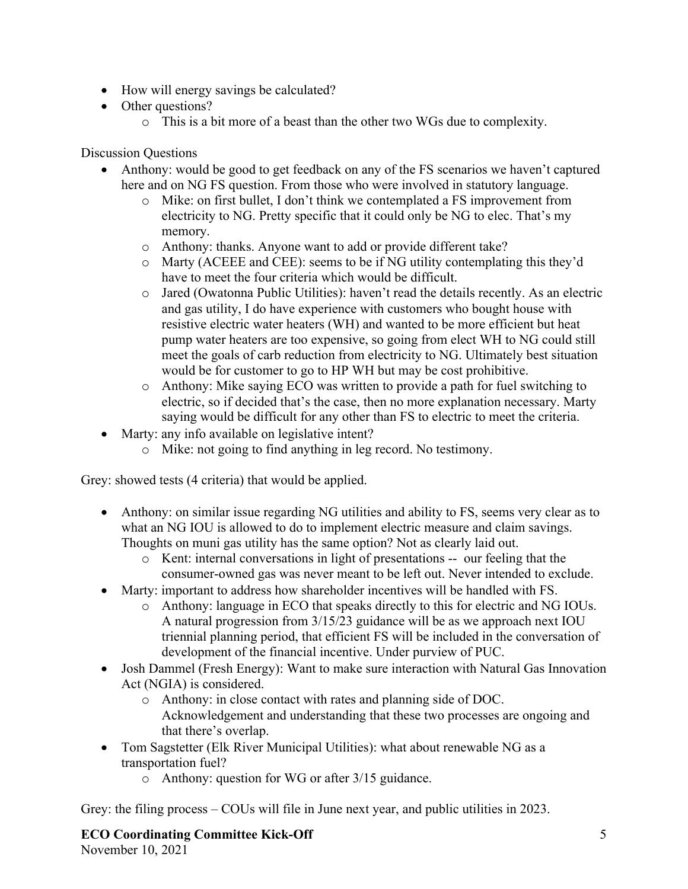- How will energy savings be calculated?
- Other questions?
    - This is a bit more of a beast than the other two WGs due to complexity.

Discussion Questions

- Anthony: would be good to get feedback on any of the FS scenarios we haven't captured here and on NG FS question. From those who were involved in statutory language.
    - Mike: on first bullet, I don't think we contemplated a FS improvement from electricity to NG. Pretty specific that it could only be NG to elec. That's my memory.
    - Anthony: thanks. Anyone want to add or provide different take?
    - Marty (ACEEE and CEE): seems to be if NG utility contemplating this they'd have to meet the four criteria which would be difficult.
    - Jared (Owatonna Public Utilities): haven't read the details recently. As an electric and gas utility, I do have experience with customers who bought house with resistive electric water heaters (WH) and wanted to be more efficient but heat pump water heaters are too expensive, so going from elect WH to NG could still meet the goals of carb reduction from electricity to NG. Ultimately best situation would be for customer to go to HP WH but may be cost prohibitive.
    - Anthony: Mike saying ECO was written to provide a path for fuel switching to electric, so if decided that's the case, then no more explanation necessary. Marty saying would be difficult for any other than FS to electric to meet the criteria.
- Marty: any info available on legislative intent?
    - Mike: not going to find anything in leg record. No testimony.

Grey: showed tests (4 criteria) that would be applied.

- Anthony: on similar issue regarding NG utilities and ability to FS, seems very clear as to what an NG IOU is allowed to do to implement electric measure and claim savings. Thoughts on muni gas utility has the same option? Not as clearly laid out.
    - Kent: internal conversations in light of presentations -- our feeling that the consumer-owned gas was never meant to be left out. Never intended to exclude.
- Marty: important to address how shareholder incentives will be handled with FS.
    - Anthony: language in ECO that speaks directly to this for electric and NG IOUs. A natural progression from 3/15/23 guidance will be as we approach next IOU triennial planning period, that efficient FS will be included in the conversation of development of the financial incentive. Under purview of PUC.
- Josh Dammel (Fresh Energy): Want to make sure interaction with Natural Gas Innovation Act (NGIA) is considered.
    - Anthony: in close contact with rates and planning side of DOC. Acknowledgement and understanding that these two processes are ongoing and that there's overlap.
- Tom Sagstetter (Elk River Municipal Utilities): what about renewable NG as a transportation fuel?
    - Anthony: question for WG or after 3/15 guidance.

Grey: the filing process – COUs will file in June next year, and public utilities in 2023.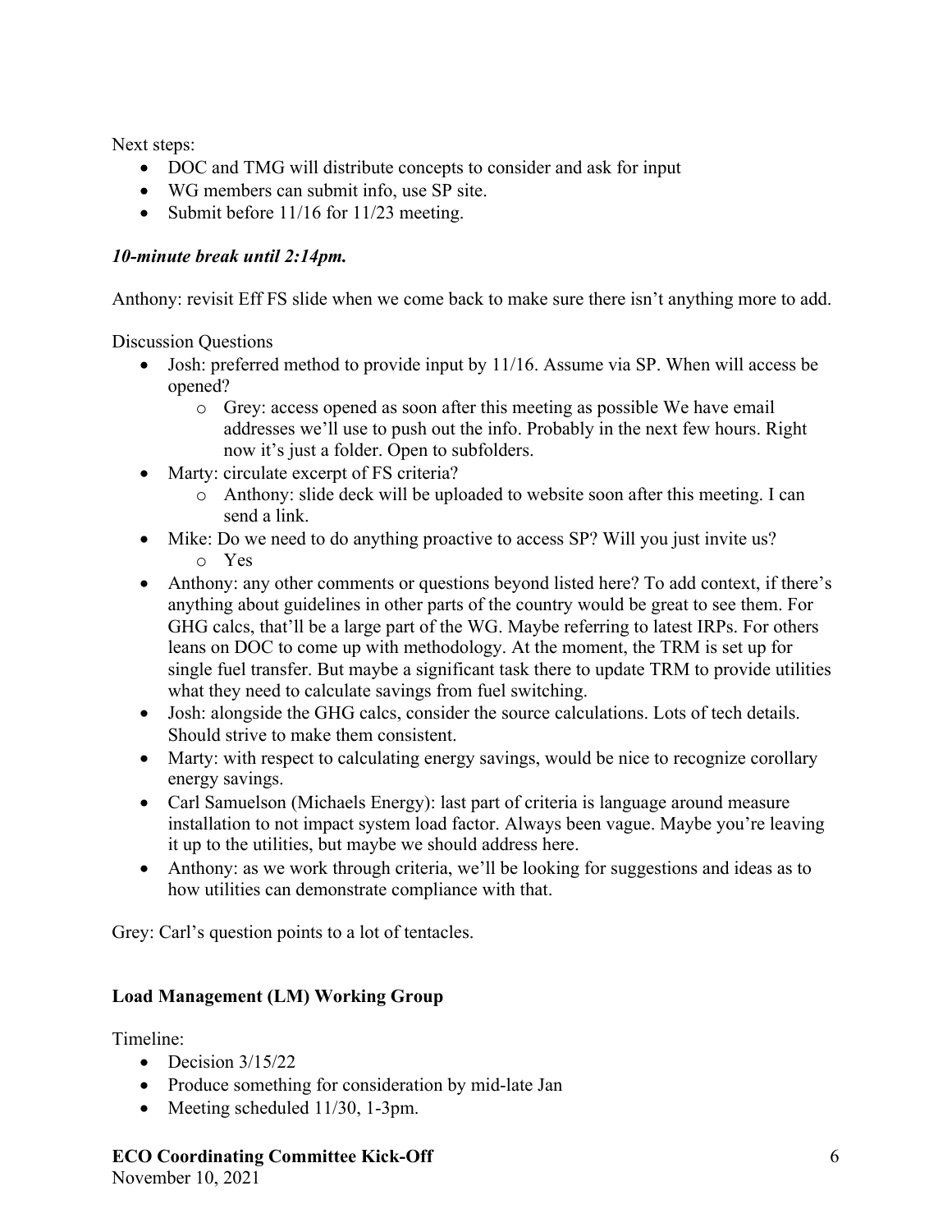Next steps:

- DOC and TMG will distribute concepts to consider and ask for input
- WG members can submit info, use SP site.
- Submit before 11/16 for 11/23 meeting.

***10-minute break until 2:14pm.***

Anthony: revisit Eff FS slide when we come back to make sure there isn't anything more to add.

Discussion Questions

- Josh: preferred method to provide input by 11/16. Assume via SP. When will access be opened?
  - Grey: access opened as soon after this meeting as possible We have email addresses we'll use to push out the info. Probably in the next few hours. Right now it's just a folder. Open to subfolders.
- Marty: circulate excerpt of FS criteria?
  - Anthony: slide deck will be uploaded to website soon after this meeting. I can send a link.
- Mike: Do we need to do anything proactive to access SP? Will you just invite us?
  - Yes
- Anthony: any other comments or questions beyond listed here? To add context, if there's anything about guidelines in other parts of the country would be great to see them. For GHG calcs, that'll be a large part of the WG. Maybe referring to latest IRPs. For others leans on DOC to come up with methodology. At the moment, the TRM is set up for single fuel transfer. But maybe a significant task there to update TRM to provide utilities what they need to calculate savings from fuel switching.
- Josh: alongside the GHG calcs, consider the source calculations. Lots of tech details. Should strive to make them consistent.
- Marty: with respect to calculating energy savings, would be nice to recognize corollary energy savings.
- Carl Samuelson (Michaels Energy): last part of criteria is language around measure installation to not impact system load factor. Always been vague. Maybe you're leaving it up to the utilities, but maybe we should address here.
- Anthony: as we work through criteria, we'll be looking for suggestions and ideas as to how utilities can demonstrate compliance with that.

Grey: Carl's question points to a lot of tentacles.

**Load Management (LM) Working Group**

Timeline:

- Decision 3/15/22
- Produce something for consideration by mid-late Jan
- Meeting scheduled 11/30, 1-3pm.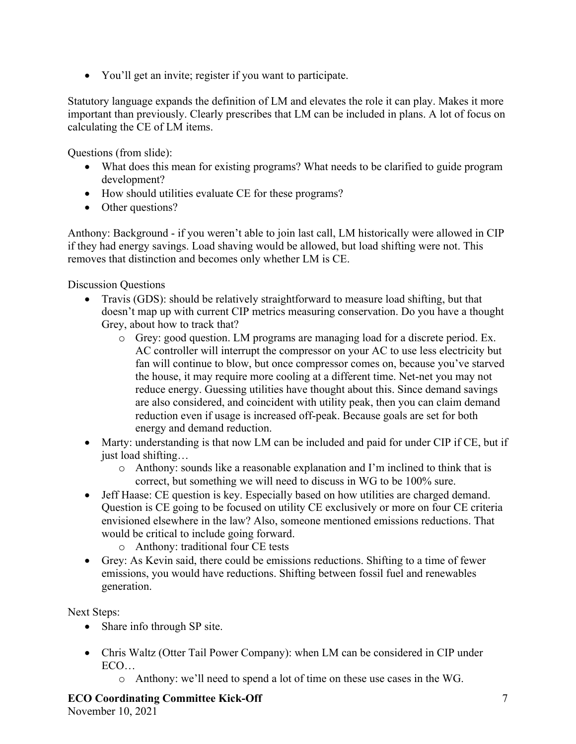- You'll get an invite; register if you want to participate.

Statutory language expands the definition of LM and elevates the role it can play. Makes it more important than previously. Clearly prescribes that LM can be included in plans. A lot of focus on calculating the CE of LM items.

Questions (from slide):

- What does this mean for existing programs? What needs to be clarified to guide program development?
- How should utilities evaluate CE for these programs?
- Other questions?

Anthony: Background - if you weren't able to join last call, LM historically were allowed in CIP if they had energy savings. Load shaving would be allowed, but load shifting were not. This removes that distinction and becomes only whether LM is CE.

Discussion Questions

- Travis (GDS): should be relatively straightforward to measure load shifting, but that doesn't map up with current CIP metrics measuring conservation. Do you have a thought Grey, about how to track that?
  - Grey: good question. LM programs are managing load for a discrete period. Ex. AC controller will interrupt the compressor on your AC to use less electricity but fan will continue to blow, but once compressor comes on, because you've starved the house, it may require more cooling at a different time. Net-net you may not reduce energy. Guessing utilities have thought about this. Since demand savings are also considered, and coincident with utility peak, then you can claim demand reduction even if usage is increased off-peak. Because goals are set for both energy and demand reduction.
- Marty: understanding is that now LM can be included and paid for under CIP if CE, but if just load shifting…
  - Anthony: sounds like a reasonable explanation and I'm inclined to think that is correct, but something we will need to discuss in WG to be 100% sure.
- Jeff Haase: CE question is key. Especially based on how utilities are charged demand. Question is CE going to be focused on utility CE exclusively or more on four CE criteria envisioned elsewhere in the law? Also, someone mentioned emissions reductions. That would be critical to include going forward.
  - Anthony: traditional four CE tests
- Grey: As Kevin said, there could be emissions reductions. Shifting to a time of fewer emissions, you would have reductions. Shifting between fossil fuel and renewables generation.

Next Steps:

- Share info through SP site.
- Chris Waltz (Otter Tail Power Company): when LM can be considered in CIP under ECO…
  - Anthony: we'll need to spend a lot of time on these use cases in the WG.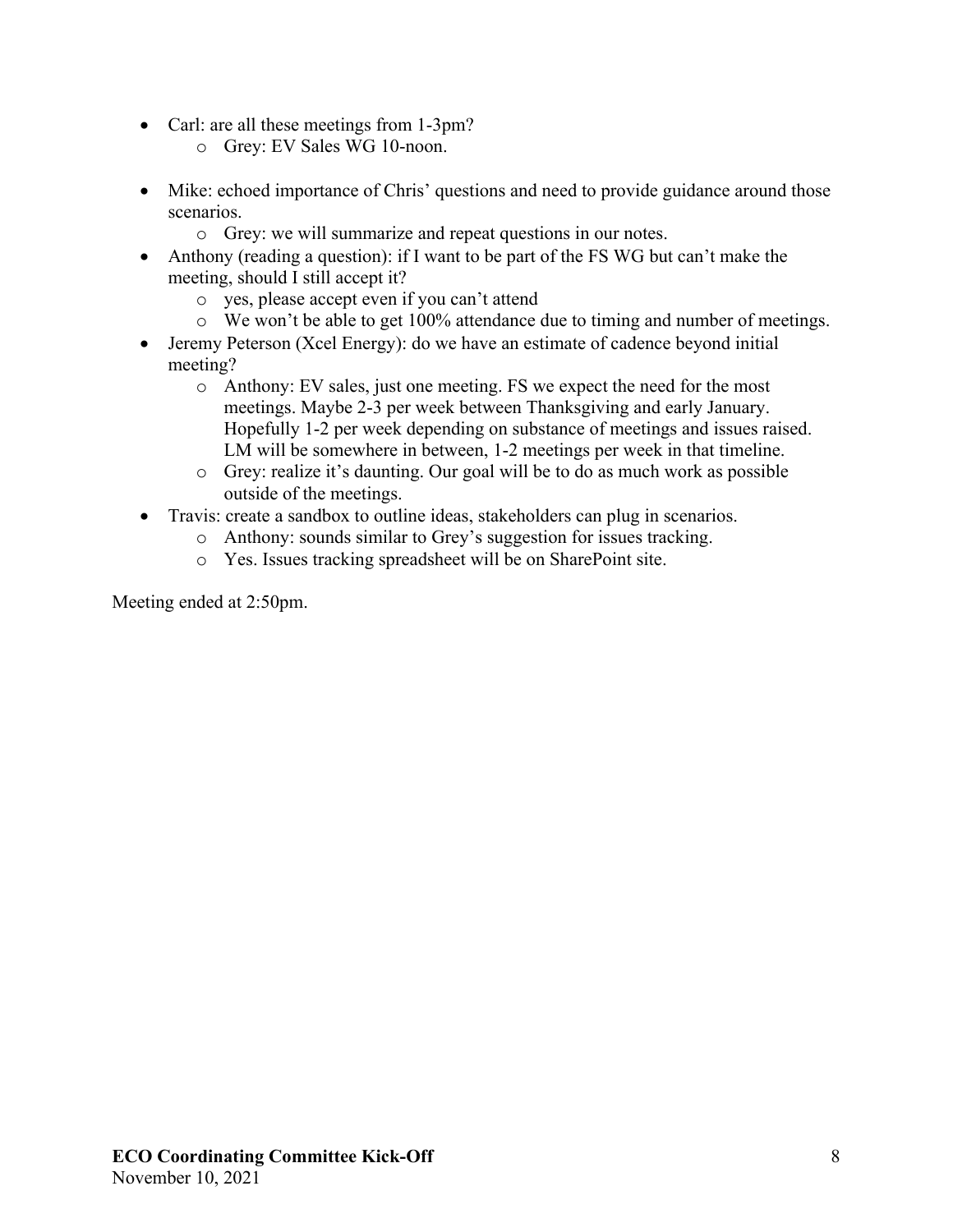- Carl: are all these meetings from 1-3pm?
    - Grey: EV Sales WG 10-noon.

- Mike: echoed importance of Chris' questions and need to provide guidance around those scenarios.
    - Grey: we will summarize and repeat questions in our notes.
- Anthony (reading a question): if I want to be part of the FS WG but can't make the meeting, should I still accept it?
    - yes, please accept even if you can't attend
    - We won't be able to get 100% attendance due to timing and number of meetings.
- Jeremy Peterson (Xcel Energy): do we have an estimate of cadence beyond initial meeting?
    - Anthony: EV sales, just one meeting. FS we expect the need for the most meetings. Maybe 2-3 per week between Thanksgiving and early January. Hopefully 1-2 per week depending on substance of meetings and issues raised. LM will be somewhere in between, 1-2 meetings per week in that timeline.
    - Grey: realize it's daunting. Our goal will be to do as much work as possible outside of the meetings.
- Travis: create a sandbox to outline ideas, stakeholders can plug in scenarios.
    - Anthony: sounds similar to Grey's suggestion for issues tracking.
    - Yes. Issues tracking spreadsheet will be on SharePoint site.

Meeting ended at 2:50pm.